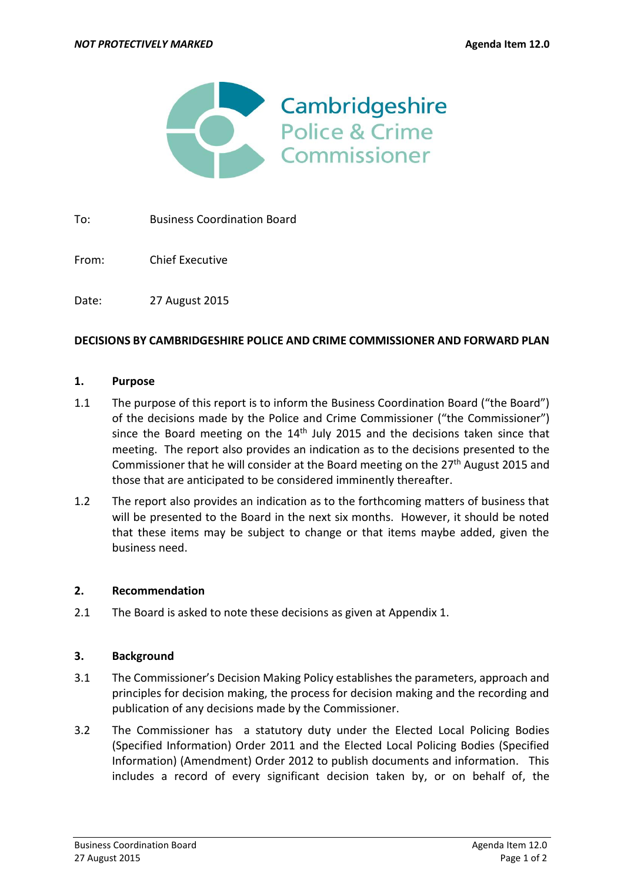*NOT PROTECTIVELY MARKED* **Agenda Item 12.0**

Cambridgeshire Police & Crime Commissioner

To: Business Coordination Board

From: Chief Executive

Date: 27 August 2015

**DECISIONS BY CAMBRIDGESHIRE POLICE AND CRIME COMMISSIONER AND FORWARD PLAN**

## 1. Purpose

1.1 The purpose of this report is to inform the Business Coordination Board ("the Board") of the decisions made by the Police and Crime Commissioner ("the Commissioner") since the Board meeting on the 14th July 2015 and the decisions taken since that meeting. The report also provides an indication as to the decisions presented to the Commissioner that he will consider at the Board meeting on the 27th August 2015 and those that are anticipated to be considered imminently thereafter.

1.2 The report also provides an indication as to the forthcoming matters of business that will be presented to the Board in the next six months. However, it should be noted that these items may be subject to change or that items maybe added, given the business need.

## 2. Recommendation

2.1 The Board is asked to note these decisions as given at Appendix 1.

## 3. Background

3.1 The Commissioner's Decision Making Policy establishes the parameters, approach and principles for decision making, the process for decision making and the recording and publication of any decisions made by the Commissioner.

3.2 The Commissioner has a statutory duty under the Elected Local Policing Bodies (Specified Information) Order 2011 and the Elected Local Policing Bodies (Specified Information) (Amendment) Order 2012 to publish documents and information. This includes a record of every significant decision taken by, or on behalf of, the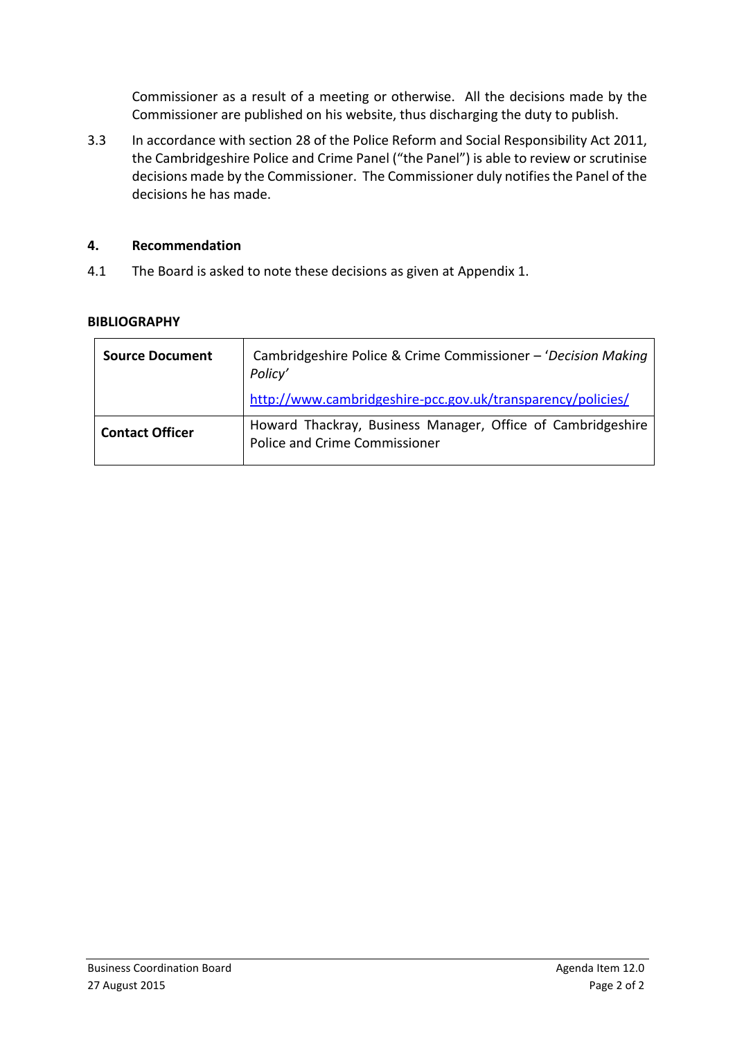Commissioner as a result of a meeting or otherwise. All the decisions made by the Commissioner are published on his website, thus discharging the duty to publish.

3.3 In accordance with section 28 of the Police Reform and Social Responsibility Act 2011, the Cambridgeshire Police and Crime Panel ("the Panel") is able to review or scrutinise decisions made by the Commissioner. The Commissioner duly notifies the Panel of the decisions he has made.

## 4. Recommendation

4.1 The Board is asked to note these decisions as given at Appendix 1.

**BIBLIOGRAPHY**

| | |
|---|---|
| **Source Document** | Cambridgeshire Police & Crime Commissioner – '*Decision Making Policy'*<br>http://www.cambridgeshire-pcc.gov.uk/transparency/policies/ |
| **Contact Officer** | Howard Thackray, Business Manager, Office of Cambridgeshire Police and Crime Commissioner |